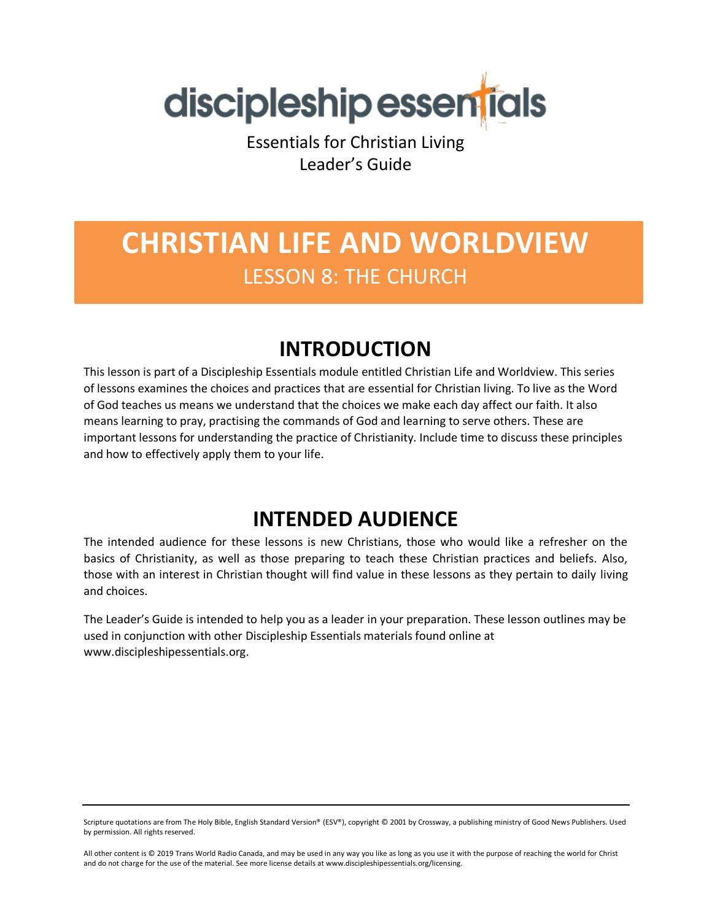discipleship essentials

Essentials for Christian Living
Leader's Guide

# CHRISTIAN LIFE AND WORLDVIEW

## LESSON 8: THE CHURCH

## INTRODUCTION

This lesson is part of a Discipleship Essentials module entitled Christian Life and Worldview. This series of lessons examines the choices and practices that are essential for Christian living. To live as the Word of God teaches us means we understand that the choices we make each day affect our faith. It also means learning to pray, practising the commands of God and learning to serve others. These are important lessons for understanding the practice of Christianity. Include time to discuss these principles and how to effectively apply them to your life.

## INTENDED AUDIENCE

The intended audience for these lessons is new Christians, those who would like a refresher on the basics of Christianity, as well as those preparing to teach these Christian practices and beliefs. Also, those with an interest in Christian thought will find value in these lessons as they pertain to daily living and choices.

The Leader's Guide is intended to help you as a leader in your preparation. These lesson outlines may be used in conjunction with other Discipleship Essentials materials found online at www.discipleshipessentials.org.

---

Scripture quotations are from The Holy Bible, English Standard Version® (ESV®), copyright © 2001 by Crossway, a publishing ministry of Good News Publishers. Used by permission. All rights reserved.

All other content is © 2019 Trans World Radio Canada, and may be used in any way you like as long as you use it with the purpose of reaching the world for Christ and do not charge for the use of the material. See more license details at www.discipleshipessentials.org/licensing.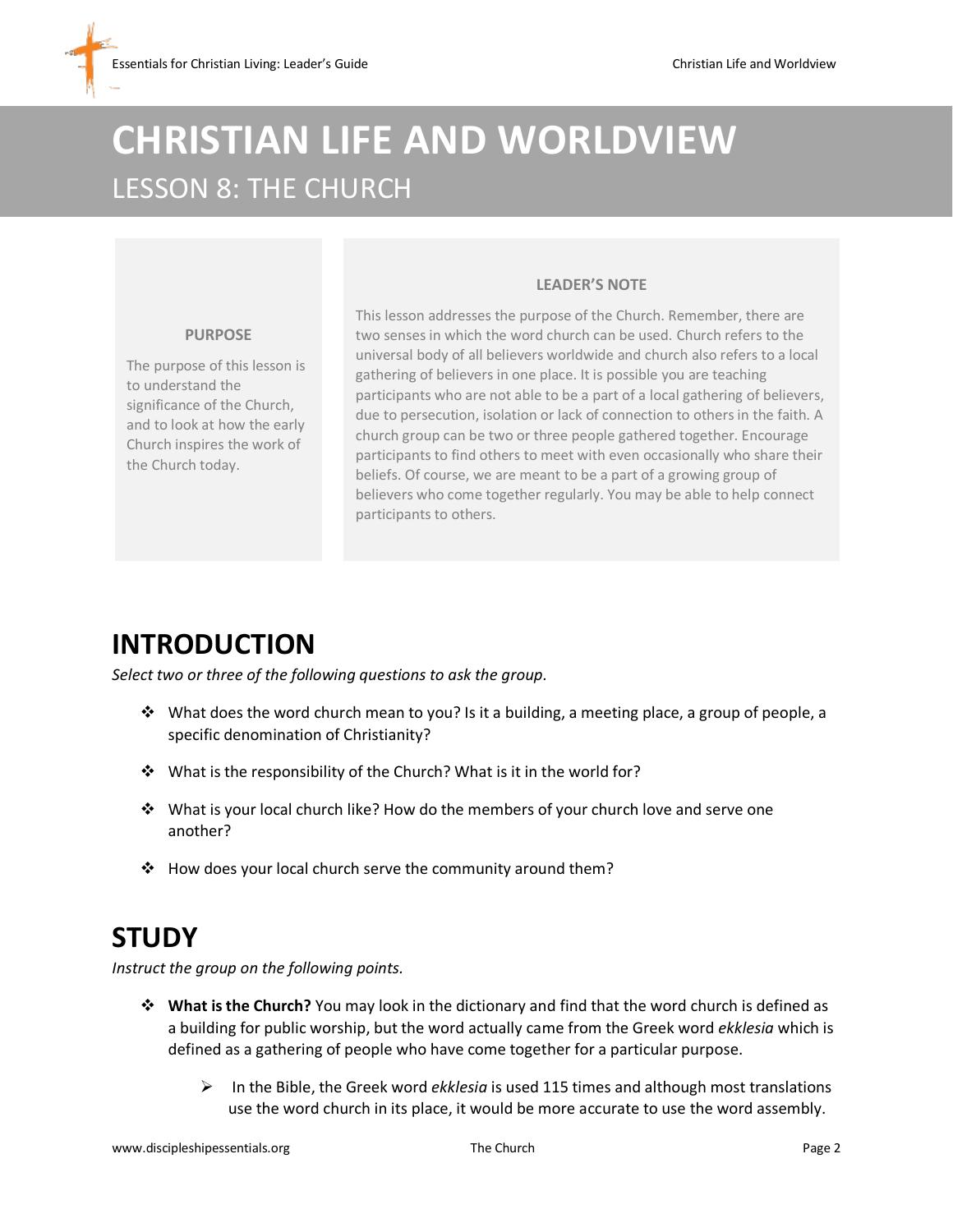# CHRISTIAN LIFE AND WORLDVIEW

## LESSON 8: THE CHURCH

**PURPOSE**

The purpose of this lesson is to understand the significance of the Church, and to look at how the early Church inspires the work of the Church today.

**LEADER'S NOTE**

This lesson addresses the purpose of the Church. Remember, there are two senses in which the word church can be used. Church refers to the universal body of all believers worldwide and church also refers to a local gathering of believers in one place. It is possible you are teaching participants who are not able to be a part of a local gathering of believers, due to persecution, isolation or lack of connection to others in the faith. A church group can be two or three people gathered together. Encourage participants to find others to meet with even occasionally who share their beliefs. Of course, we are meant to be a part of a growing group of believers who come together regularly. You may be able to help connect participants to others.

# INTRODUCTION

*Select two or three of the following questions to ask the group.*

- What does the word church mean to you? Is it a building, a meeting place, a group of people, a specific denomination of Christianity?
- What is the responsibility of the Church? What is it in the world for?
- What is your local church like? How do the members of your church love and serve one another?
- How does your local church serve the community around them?

# STUDY

*Instruct the group on the following points.*

- **What is the Church?** You may look in the dictionary and find that the word church is defined as a building for public worship, but the word actually came from the Greek word *ekklesia* which is defined as a gathering of people who have come together for a particular purpose.
  - In the Bible, the Greek word *ekklesia* is used 115 times and although most translations use the word church in its place, it would be more accurate to use the word assembly.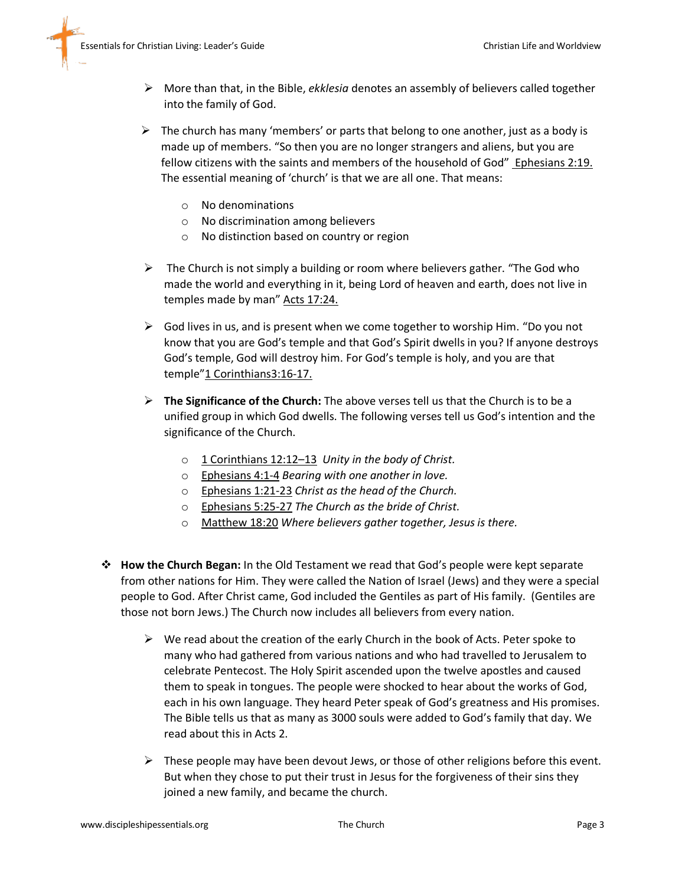- More than that, in the Bible, *ekklesia* denotes an assembly of believers called together into the family of God.

- The church has many 'members' or parts that belong to one another, just as a body is made up of members. "So then you are no longer strangers and aliens, but you are fellow citizens with the saints and members of the household of God" Ephesians 2:19. The essential meaning of 'church' is that we are all one. That means:

    - No denominations
    - No discrimination among believers
    - No distinction based on country or region

- The Church is not simply a building or room where believers gather. "The God who made the world and everything in it, being Lord of heaven and earth, does not live in temples made by man" Acts 17:24.

- God lives in us, and is present when we come together to worship Him. "Do you not know that you are God's temple and that God's Spirit dwells in you? If anyone destroys God's temple, God will destroy him. For God's temple is holy, and you are that temple"1 Corinthians3:16-17.

- **The Significance of the Church:** The above verses tell us that the Church is to be a unified group in which God dwells. The following verses tell us God's intention and the significance of the Church.

    - 1 Corinthians 12:12–13 *Unity in the body of Christ.*
    - Ephesians 4:1-4 *Bearing with one another in love.*
    - Ephesians 1:21-23 *Christ as the head of the Church.*
    - Ephesians 5:25-27 *The Church as the bride of Christ.*
    - Matthew 18:20 *Where believers gather together, Jesus is there.*

- **How the Church Began:** In the Old Testament we read that God's people were kept separate from other nations for Him. They were called the Nation of Israel (Jews) and they were a special people to God. After Christ came, God included the Gentiles as part of His family. (Gentiles are those not born Jews.) The Church now includes all believers from every nation.

    - We read about the creation of the early Church in the book of Acts. Peter spoke to many who had gathered from various nations and who had travelled to Jerusalem to celebrate Pentecost. The Holy Spirit ascended upon the twelve apostles and caused them to speak in tongues. The people were shocked to hear about the works of God, each in his own language. They heard Peter speak of God's greatness and His promises. The Bible tells us that as many as 3000 souls were added to God's family that day. We read about this in Acts 2.

    - These people may have been devout Jews, or those of other religions before this event. But when they chose to put their trust in Jesus for the forgiveness of their sins they joined a new family, and became the church.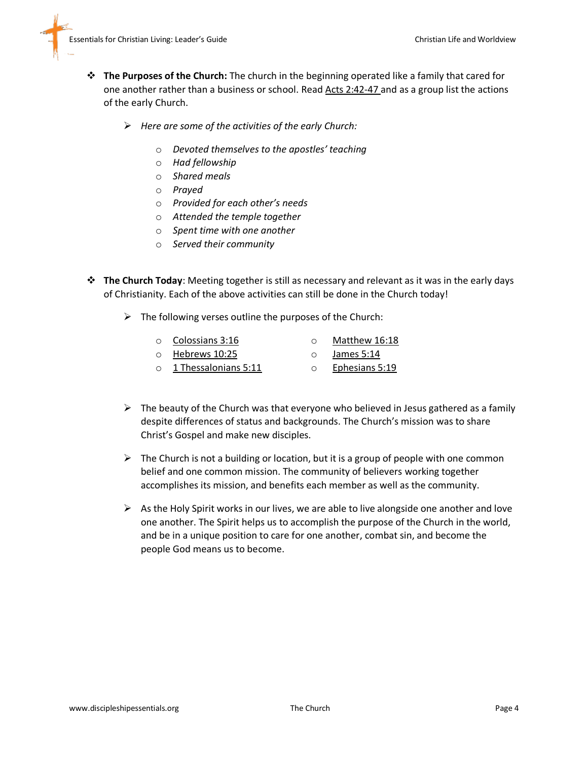- **The Purposes of the Church:** The church in the beginning operated like a family that cared for one another rather than a business or school. Read Acts 2:42-47 and as a group list the actions of the early Church.

  - *Here are some of the activities of the early Church:*

    - *Devoted themselves to the apostles' teaching*
    - *Had fellowship*
    - *Shared meals*
    - *Prayed*
    - *Provided for each other's needs*
    - *Attended the temple together*
    - *Spent time with one another*
    - *Served their community*

- **The Church Today**: Meeting together is still as necessary and relevant as it was in the early days of Christianity. Each of the above activities can still be done in the Church today!

  - The following verses outline the purposes of the Church:

    - Colossians 3:16
    - Hebrews 10:25
    - 1 Thessalonians 5:11
    - Matthew 16:18
    - James 5:14
    - Ephesians 5:19

  - The beauty of the Church was that everyone who believed in Jesus gathered as a family despite differences of status and backgrounds. The Church's mission was to share Christ's Gospel and make new disciples.

  - The Church is not a building or location, but it is a group of people with one common belief and one common mission. The community of believers working together accomplishes its mission, and benefits each member as well as the community.

  - As the Holy Spirit works in our lives, we are able to live alongside one another and love one another. The Spirit helps us to accomplish the purpose of the Church in the world, and be in a unique position to care for one another, combat sin, and become the people God means us to become.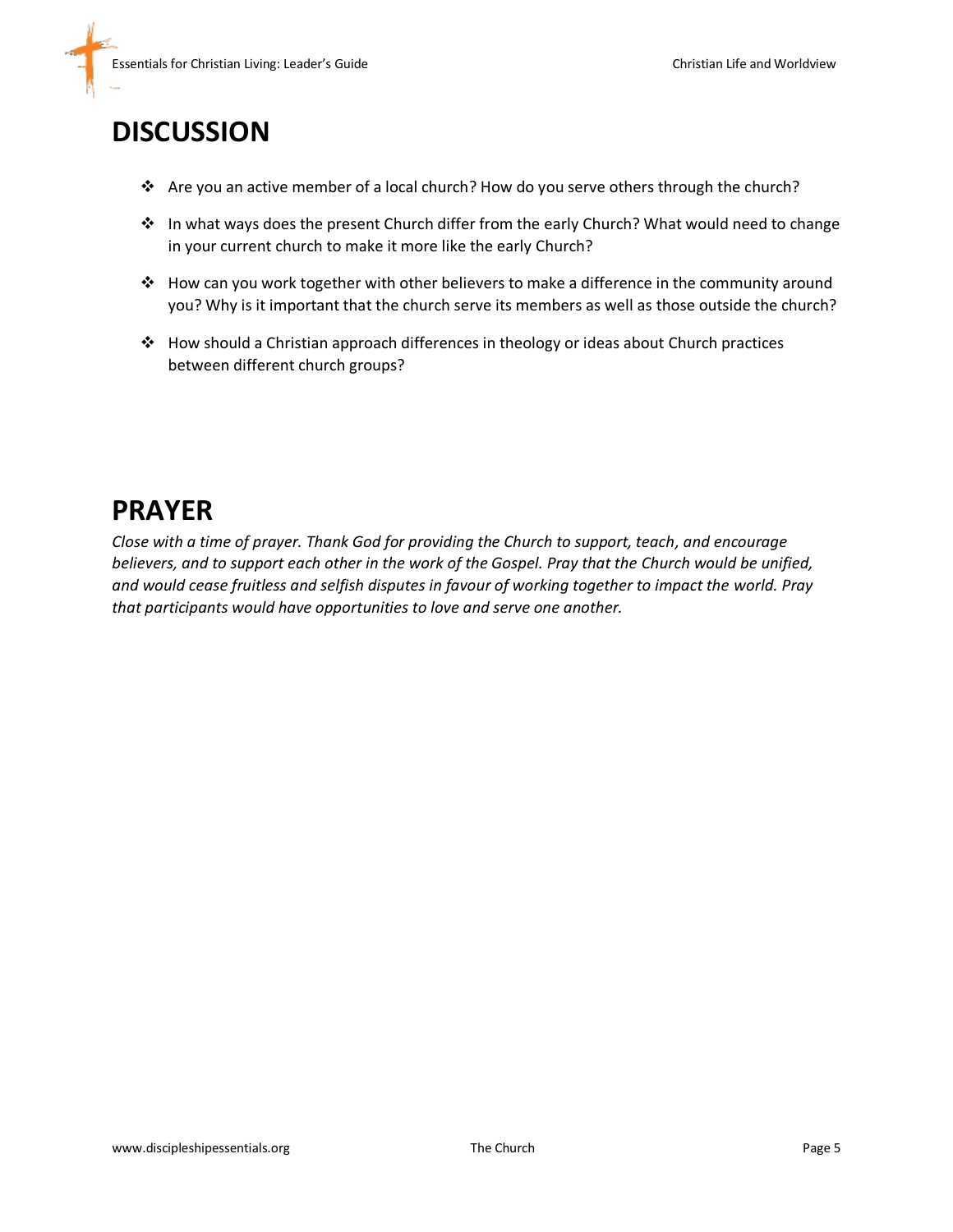## DISCUSSION

- Are you an active member of a local church? How do you serve others through the church?
- In what ways does the present Church differ from the early Church? What would need to change in your current church to make it more like the early Church?
- How can you work together with other believers to make a difference in the community around you? Why is it important that the church serve its members as well as those outside the church?
- How should a Christian approach differences in theology or ideas about Church practices between different church groups?

## PRAYER

*Close with a time of prayer. Thank God for providing the Church to support, teach, and encourage believers, and to support each other in the work of the Gospel. Pray that the Church would be unified, and would cease fruitless and selfish disputes in favour of working together to impact the world. Pray that participants would have opportunities to love and serve one another.*